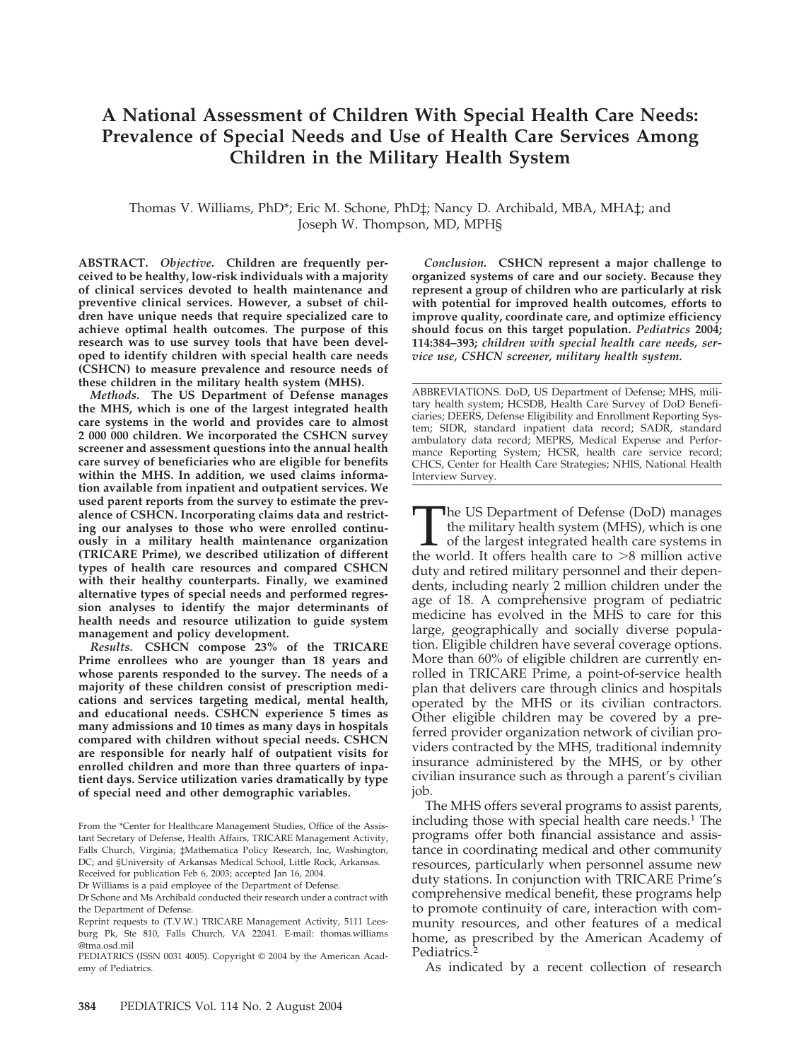# A National Assessment of Children With Special Health Care Needs: Prevalence of Special Needs and Use of Health Care Services Among Children in the Military Health System

Thomas V. Williams, PhD*; Eric M. Schone, PhD‡; Nancy D. Archibald, MBA, MHA‡; and Joseph W. Thompson, MD, MPH§

**ABSTRACT.** *Objective.* **Children are frequently perceived to be healthy, low-risk individuals with a majority of clinical services devoted to health maintenance and preventive clinical services. However, a subset of children have unique needs that require specialized care to achieve optimal health outcomes. The purpose of this research was to use survey tools that have been developed to identify children with special health care needs (CSHCN) to measure prevalence and resource needs of these children in the military health system (MHS).**

*Methods.* **The US Department of Defense manages the MHS, which is one of the largest integrated health care systems in the world and provides care to almost 2 000 000 children. We incorporated the CSHCN survey screener and assessment questions into the annual health care survey of beneficiaries who are eligible for benefits within the MHS. In addition, we used claims information available from inpatient and outpatient services. We used parent reports from the survey to estimate the prevalence of CSHCN. Incorporating claims data and restricting our analyses to those who were enrolled continuously in a military health maintenance organization (TRICARE Prime), we described utilization of different types of health care resources and compared CSHCN with their healthy counterparts. Finally, we examined alternative types of special needs and performed regression analyses to identify the major determinants of health needs and resource utilization to guide system management and policy development.**

*Results.* **CSHCN compose 23% of the TRICARE Prime enrollees who are younger than 18 years and whose parents responded to the survey. The needs of a majority of these children consist of prescription medications and services targeting medical, mental health, and educational needs. CSHCN experience 5 times as many admissions and 10 times as many days in hospitals compared with children without special needs. CSHCN are responsible for nearly half of outpatient visits for enrolled children and more than three quarters of inpatient days. Service utilization varies dramatically by type of special need and other demographic variables.**

*Conclusion.* **CSHCN represent a major challenge to organized systems of care and our society. Because they represent a group of children who are particularly at risk with potential for improved health outcomes, efforts to improve quality, coordinate care, and optimize efficiency should focus on this target population.** *Pediatrics* **2004; 114:384–393;** ***children with special health care needs, service use, CSHCN screener, military health system.***

From the *Center for Healthcare Management Studies, Office of the Assistant Secretary of Defense, Health Affairs, TRICARE Management Activity, Falls Church, Virginia; ‡Mathematica Policy Research, Inc, Washington, DC; and §University of Arkansas Medical School, Little Rock, Arkansas.

Received for publication Feb 6, 2003; accepted Jan 16, 2004.

Dr Williams is a paid employee of the Department of Defense.

Dr Schone and Ms Archibald conducted their research under a contract with the Department of Defense.

Reprint requests to (T.V.W.) TRICARE Management Activity, 5111 Leesburg Pk, Ste 810, Falls Church, VA 22041. E-mail: thomas.williams@tma.osd.mil

PEDIATRICS (ISSN 0031 4005). Copyright © 2004 by the American Academy of Pediatrics.

ABBREVIATIONS. DoD, US Department of Defense; MHS, military health system; HCSDB, Health Care Survey of DoD Beneficiaries; DEERS, Defense Eligibility and Enrollment Reporting System; SIDR, standard inpatient data record; SADR, standard ambulatory data record; MEPRS, Medical Expense and Performance Reporting System; HCSR, health care service record; CHCS, Center for Health Care Strategies; NHIS, National Health Interview Survey.

The US Department of Defense (DoD) manages the military health system (MHS), which is one of the largest integrated health care systems in the world. It offers health care to >8 million active duty and retired military personnel and their dependents, including nearly 2 million children under the age of 18. A comprehensive program of pediatric medicine has evolved in the MHS to care for this large, geographically and socially diverse population. Eligible children have several coverage options. More than 60% of eligible children are currently enrolled in TRICARE Prime, a point-of-service health plan that delivers care through clinics and hospitals operated by the MHS or its civilian contractors. Other eligible children may be covered by a preferred provider organization network of civilian providers contracted by the MHS, traditional indemnity insurance administered by the MHS, or by other civilian insurance such as through a parent's civilian job.

The MHS offers several programs to assist parents, including those with special health care needs.[1] The programs offer both financial assistance and assistance in coordinating medical and other community resources, particularly when personnel assume new duty stations. In conjunction with TRICARE Prime's comprehensive medical benefit, these programs help to promote continuity of care, interaction with community resources, and other features of a medical home, as prescribed by the American Academy of Pediatrics.[2]

As indicated by a recent collection of research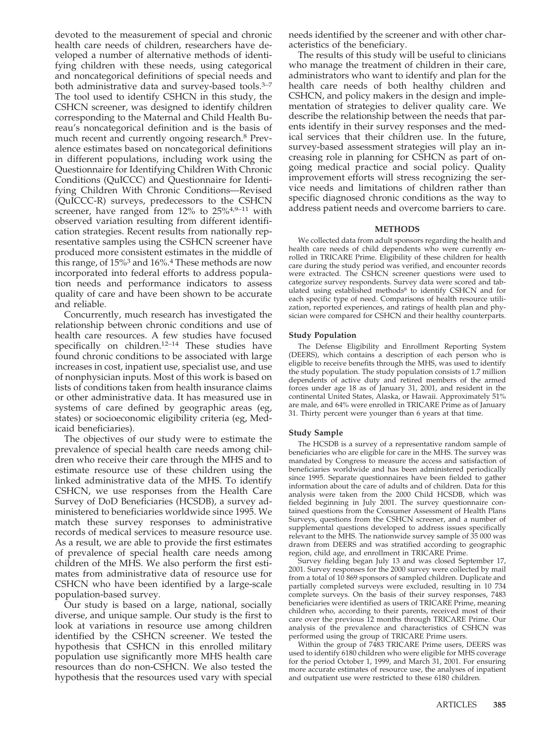devoted to the measurement of special and chronic health care needs of children, researchers have developed a number of alternative methods of identifying children with these needs, using categorical and noncategorical definitions of special needs and both administrative data and survey-based tools.[3–7] The tool used to identify CSHCN in this study, the CSHCN screener, was designed to identify children corresponding to the Maternal and Child Health Bureau's noncategorical definition and is the basis of much recent and currently ongoing research.[8] Prevalence estimates based on noncategorical definitions in different populations, including work using the Questionnaire for Identifying Children With Chronic Conditions (QuICCC) and Questionnaire for Identifying Children With Chronic Conditions—Revised (QuICCC-R) surveys, predecessors to the CSHCN screener, have ranged from 12% to 25%[4,9–11] with observed variation resulting from different identification strategies. Recent results from nationally representative samples using the CSHCN screener have produced more consistent estimates in the middle of this range, of 15%[3] and 16%.[4] These methods are now incorporated into federal efforts to address population needs and performance indicators to assess quality of care and have been shown to be accurate and reliable.

Concurrently, much research has investigated the relationship between chronic conditions and use of health care resources. A few studies have focused specifically on children.[12–14] These studies have found chronic conditions to be associated with large increases in cost, inpatient use, specialist use, and use of nonphysician inputs. Most of this work is based on lists of conditions taken from health insurance claims or other administrative data. It has measured use in systems of care defined by geographic areas (eg, states) or socioeconomic eligibility criteria (eg, Medicaid beneficiaries).

The objectives of our study were to estimate the prevalence of special health care needs among children who receive their care through the MHS and to estimate resource use of these children using the linked administrative data of the MHS. To identify CSHCN, we use responses from the Health Care Survey of DoD Beneficiaries (HCSDB), a survey administered to beneficiaries worldwide since 1995. We match these survey responses to administrative records of medical services to measure resource use. As a result, we are able to provide the first estimates of prevalence of special health care needs among children of the MHS. We also perform the first estimates from administrative data of resource use for CSHCN who have been identified by a large-scale population-based survey.

Our study is based on a large, national, socially diverse, and unique sample. Our study is the first to look at variations in resource use among children identified by the CSHCN screener. We tested the hypothesis that CSHCN in this enrolled military population use significantly more MHS health care resources than do non-CSHCN. We also tested the hypothesis that the resources used vary with special needs identified by the screener and with other characteristics of the beneficiary.

The results of this study will be useful to clinicians who manage the treatment of children in their care, administrators who want to identify and plan for the health care needs of both healthy children and CSHCN, and policy makers in the design and implementation of strategies to deliver quality care. We describe the relationship between the needs that parents identify in their survey responses and the medical services that their children use. In the future, survey-based assessment strategies will play an increasing role in planning for CSHCN as part of ongoing medical practice and social policy. Quality improvement efforts will stress recognizing the service needs and limitations of children rather than specific diagnosed chronic conditions as the way to address patient needs and overcome barriers to care.

## METHODS

We collected data from adult sponsors regarding the health and health care needs of child dependents who were currently enrolled in TRICARE Prime. Eligibility of these children for health care during the study period was verified, and encounter records were extracted. The CSHCN screener questions were used to categorize survey respondents. Survey data were scored and tabulated using established methods[8] to identify CSHCN and for each specific type of need. Comparisons of health resource utilization, reported experiences, and ratings of health plan and physician were compared for CSHCN and their healthy counterparts.

### Study Population

The Defense Eligibility and Enrollment Reporting System (DEERS), which contains a description of each person who is eligible to receive benefits through the MHS, was used to identify the study population. The study population consists of 1.7 million dependents of active duty and retired members of the armed forces under age 18 as of January 31, 2001, and resident in the continental United States, Alaska, or Hawaii. Approximately 51% are male, and 64% were enrolled in TRICARE Prime as of January 31. Thirty percent were younger than 6 years at that time.

### Study Sample

The HCSDB is a survey of a representative random sample of beneficiaries who are eligible for care in the MHS. The survey was mandated by Congress to measure the access and satisfaction of beneficiaries worldwide and has been administered periodically since 1995. Separate questionnaires have been fielded to gather information about the care of adults and of children. Data for this analysis were taken from the 2000 Child HCSDB, which was fielded beginning in July 2001. The survey questionnaire contained questions from the Consumer Assessment of Health Plans Surveys, questions from the CSHCN screener, and a number of supplemental questions developed to address issues specifically relevant to the MHS. The nationwide survey sample of 35 000 was drawn from DEERS and was stratified according to geographic region, child age, and enrollment in TRICARE Prime.

Survey fielding began July 13 and was closed September 17, 2001. Survey responses for the 2000 survey were collected by mail from a total of 10 869 sponsors of sampled children. Duplicate and partially completed surveys were excluded, resulting in 10 734 complete surveys. On the basis of their survey responses, 7483 beneficiaries were identified as users of TRICARE Prime, meaning children who, according to their parents, received most of their care over the previous 12 months through TRICARE Prime. Our analysis of the prevalence and characteristics of CSHCN was performed using the group of TRICARE Prime users.

Within the group of 7483 TRICARE Prime users, DEERS was used to identify 6180 children who were eligible for MHS coverage for the period October 1, 1999, and March 31, 2001. For ensuring more accurate estimates of resource use, the analyses of inpatient and outpatient use were restricted to these 6180 children.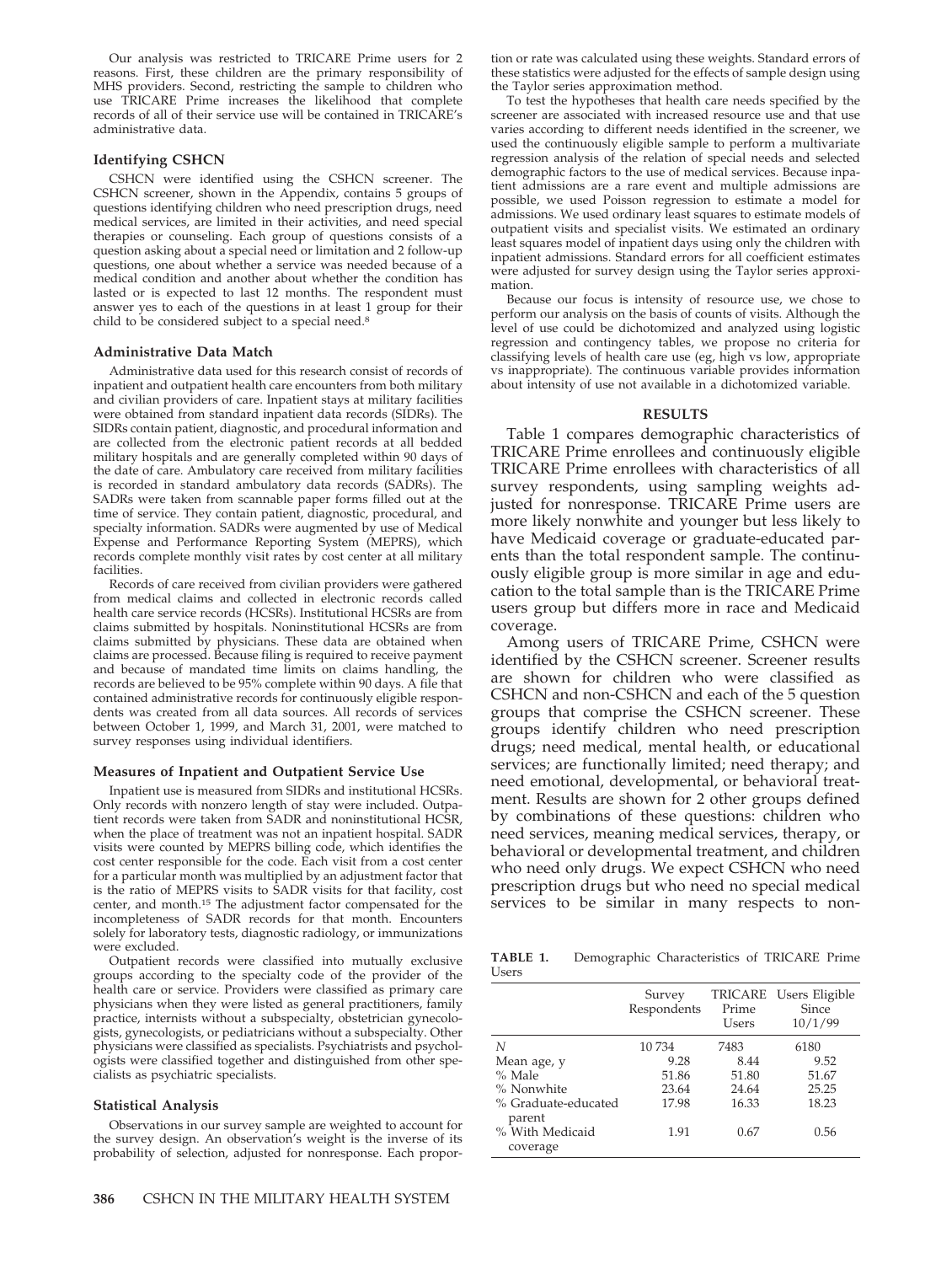Our analysis was restricted to TRICARE Prime users for 2 reasons. First, these children are the primary responsibility of MHS providers. Second, restricting the sample to children who use TRICARE Prime increases the likelihood that complete records of all of their service use will be contained in TRICARE's administrative data.

### Identifying CSHCN

CSHCN were identified using the CSHCN screener. The CSHCN screener, shown in the Appendix, contains 5 groups of questions identifying children who need prescription drugs, need medical services, are limited in their activities, and need special therapies or counseling. Each group of questions consists of a question asking about a special need or limitation and 2 follow-up questions, one about whether a service was needed because of a medical condition and another about whether the condition has lasted or is expected to last 12 months. The respondent must answer yes to each of the questions in at least 1 group for their child to be considered subject to a special need.[8]

### Administrative Data Match

Administrative data used for this research consist of records of inpatient and outpatient health care encounters from both military and civilian providers of care. Inpatient stays at military facilities were obtained from standard inpatient data records (SIDRs). The SIDRs contain patient, diagnostic, and procedural information and are collected from the electronic patient records at all bedded military hospitals and are generally completed within 90 days of the date of care. Ambulatory care received from military facilities is recorded in standard ambulatory data records (SADRs). The SADRs were taken from scannable paper forms filled out at the time of service. They contain patient, diagnostic, procedural, and specialty information. SADRs were augmented by use of Medical Expense and Performance Reporting System (MEPRS), which records complete monthly visit rates by cost center at all military facilities.

Records of care received from civilian providers were gathered from medical claims and collected in electronic records called health care service records (HCSRs). Institutional HCSRs are from claims submitted by hospitals. Noninstitutional HCSRs are from claims submitted by physicians. These data are obtained when claims are processed. Because filing is required to receive payment and because of mandated time limits on claims handling, the records are believed to be 95% complete within 90 days. A file that contained administrative records for continuously eligible respondents was created from all data sources. All records of services between October 1, 1999, and March 31, 2001, were matched to survey responses using individual identifiers.

### Measures of Inpatient and Outpatient Service Use

Inpatient use is measured from SIDRs and institutional HCSRs. Only records with nonzero length of stay were included. Outpatient records were taken from SADR and noninstitutional HCSR, when the place of treatment was not an inpatient hospital. SADR visits were counted by MEPRS billing code, which identifies the cost center responsible for the code. Each visit from a cost center for a particular month was multiplied by an adjustment factor that is the ratio of MEPRS visits to SADR visits for that facility, cost center, and month.[15] The adjustment factor compensated for the incompleteness of SADR records for that month. Encounters solely for laboratory tests, diagnostic radiology, or immunizations were excluded.

Outpatient records were classified into mutually exclusive groups according to the specialty code of the provider of the health care or service. Providers were classified as primary care physicians when they were listed as general practitioners, family practice, internists without a subspecialty, obstetrician gynecologists, gynecologists, or pediatricians without a subspecialty. Other physicians were classified as specialists. Psychiatrists and psychologists were classified together and distinguished from other specialists as psychiatric specialists.

### Statistical Analysis

Observations in our survey sample are weighted to account for the survey design. An observation's weight is the inverse of its probability of selection, adjusted for nonresponse. Each proportion or rate was calculated using these weights. Standard errors of these statistics were adjusted for the effects of sample design using the Taylor series approximation method.

To test the hypotheses that health care needs specified by the screener are associated with increased resource use and that use varies according to different needs identified in the screener, we used the continuously eligible sample to perform a multivariate regression analysis of the relation of special needs and selected demographic factors to the use of medical services. Because inpatient admissions are a rare event and multiple admissions are possible, we used Poisson regression to estimate a model for admissions. We used ordinary least squares to estimate models of outpatient visits and specialist visits. We estimated an ordinary least squares model of inpatient days using only the children with inpatient admissions. Standard errors for all coefficient estimates were adjusted for survey design using the Taylor series approximation.

Because our focus is intensity of resource use, we chose to perform our analysis on the basis of counts of visits. Although the level of use could be dichotomized and analyzed using logistic regression and contingency tables, we propose no criteria for classifying levels of health care use (eg, high vs low, appropriate vs inappropriate). The continuous variable provides information about intensity of use not available in a dichotomized variable.

## RESULTS

Table 1 compares demographic characteristics of TRICARE Prime enrollees and continuously eligible TRICARE Prime enrollees with characteristics of all survey respondents, using sampling weights adjusted for nonresponse. TRICARE Prime users are more likely nonwhite and younger but less likely to have Medicaid coverage or graduate-educated parents than the total respondent sample. The continuously eligible group is more similar in age and education to the total sample than is the TRICARE Prime users group but differs more in race and Medicaid coverage.

Among users of TRICARE Prime, CSHCN were identified by the CSHCN screener. Screener results are shown for children who were classified as CSHCN and non-CSHCN and each of the 5 question groups that comprise the CSHCN screener. These groups identify children who need prescription drugs; need medical, mental health, or educational services; are functionally limited; need therapy; and need emotional, developmental, or behavioral treatment. Results are shown for 2 other groups defined by combinations of these questions: children who need services, meaning medical services, therapy, or behavioral or developmental treatment, and children who need only drugs. We expect CSHCN who need prescription drugs but who need no special medical services to be similar in many respects to non-

**TABLE 1.** Demographic Characteristics of TRICARE Prime Users

| | Survey Respondents | TRICARE Prime Users | Users Eligible Since 10/1/99 |
|---|---|---|---|
| *N* | 10 734 | 7483 | 6180 |
| Mean age, y | 9.28 | 8.44 | 9.52 |
| % Male | 51.86 | 51.80 | 51.67 |
| % Nonwhite | 23.64 | 24.64 | 25.25 |
| % Graduate-educated parent | 17.98 | 16.33 | 18.23 |
| % With Medicaid coverage | 1.91 | 0.67 | 0.56 |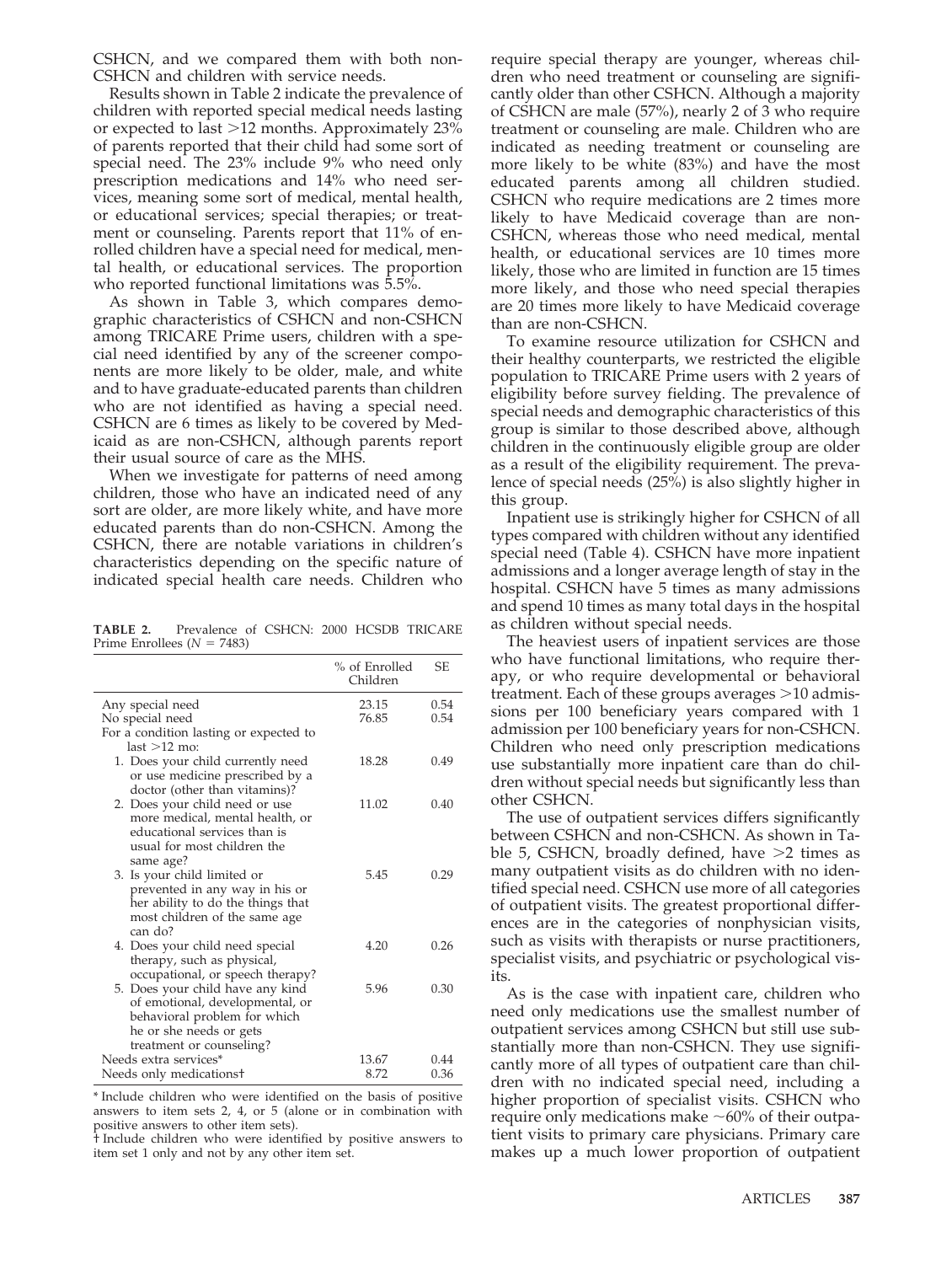CSHCN, and we compared them with both non-CSHCN and children with service needs.

Results shown in Table 2 indicate the prevalence of children with reported special medical needs lasting or expected to last >12 months. Approximately 23% of parents reported that their child had some sort of special need. The 23% include 9% who need only prescription medications and 14% who need services, meaning some sort of medical, mental health, or educational services; special therapies; or treatment or counseling. Parents report that 11% of enrolled children have a special need for medical, mental health, or educational services. The proportion who reported functional limitations was 5.5%.

As shown in Table 3, which compares demographic characteristics of CSHCN and non-CSHCN among TRICARE Prime users, children with a special need identified by any of the screener components are more likely to be older, male, and white and to have graduate-educated parents than children who are not identified as having a special need. CSHCN are 6 times as likely to be covered by Medicaid as are non-CSHCN, although parents report their usual source of care as the MHS.

When we investigate for patterns of need among children, those who have an indicated need of any sort are older, are more likely white, and have more educated parents than do non-CSHCN. Among the CSHCN, there are notable variations in children's characteristics depending on the specific nature of indicated special health care needs. Children who require special therapy are younger, whereas children who need treatment or counseling are significantly older than other CSHCN. Although a majority of CSHCN are male (57%), nearly 2 of 3 who require treatment or counseling are male. Children who are indicated as needing treatment or counseling are more likely to be white (83%) and have the most educated parents among all children studied. CSHCN who require medications are 2 times more likely to have Medicaid coverage than are non-CSHCN, whereas those who need medical, mental health, or educational services are 10 times more likely, those who are limited in function are 15 times more likely, and those who need special therapies are 20 times more likely to have Medicaid coverage than are non-CSHCN.

**TABLE 2.** Prevalence of CSHCN: 2000 HCSDB TRICARE Prime Enrollees ($N = 7483$)

| | % of Enrolled Children | SE |
|---|---|---|
| Any special need | 23.15 | 0.54 |
| No special need | 76.85 | 0.54 |
| For a condition lasting or expected to last >12 mo: | | |
| 1. Does your child currently need or use medicine prescribed by a doctor (other than vitamins)? | 18.28 | 0.49 |
| 2. Does your child need or use more medical, mental health, or educational services than is usual for most children the same age? | 11.02 | 0.40 |
| 3. Is your child limited or prevented in any way in his or her ability to do the things that most children of the same age can do? | 5.45 | 0.29 |
| 4. Does your child need special therapy, such as physical, occupational, or speech therapy? | 4.20 | 0.26 |
| 5. Does your child have any kind of emotional, developmental, or behavioral problem for which he or she needs or gets treatment or counseling? | 5.96 | 0.30 |
| Needs extra services* | 13.67 | 0.44 |
| Needs only medications† | 8.72 | 0.36 |

\* Include children who were identified on the basis of positive answers to item sets 2, 4, or 5 (alone or in combination with positive answers to other item sets).

† Include children who were identified by positive answers to item set 1 only and not by any other item set.

To examine resource utilization for CSHCN and their healthy counterparts, we restricted the eligible population to TRICARE Prime users with 2 years of eligibility before survey fielding. The prevalence of special needs and demographic characteristics of this group is similar to those described above, although children in the continuously eligible group are older as a result of the eligibility requirement. The prevalence of special needs (25%) is also slightly higher in this group.

Inpatient use is strikingly higher for CSHCN of all types compared with children without any identified special need (Table 4). CSHCN have more inpatient admissions and a longer average length of stay in the hospital. CSHCN have 5 times as many admissions and spend 10 times as many total days in the hospital as children without special needs.

The heaviest users of inpatient services are those who have functional limitations, who require therapy, or who require developmental or behavioral treatment. Each of these groups averages >10 admissions per 100 beneficiary years compared with 1 admission per 100 beneficiary years for non-CSHCN. Children who need only prescription medications use substantially more inpatient care than do children without special needs but significantly less than other CSHCN.

The use of outpatient services differs significantly between CSHCN and non-CSHCN. As shown in Table 5, CSHCN, broadly defined, have >2 times as many outpatient visits as do children with no identified special need. CSHCN use more of all categories of outpatient visits. The greatest proportional differences are in the categories of nonphysician visits, such as visits with therapists or nurse practitioners, specialist visits, and psychiatric or psychological visits.

As is the case with inpatient care, children who need only medications use the smallest number of outpatient services among CSHCN but still use substantially more than non-CSHCN. They use significantly more of all types of outpatient care than children with no indicated special need, including a higher proportion of specialist visits. CSHCN who require only medications make ~60% of their outpatient visits to primary care physicians. Primary care makes up a much lower proportion of outpatient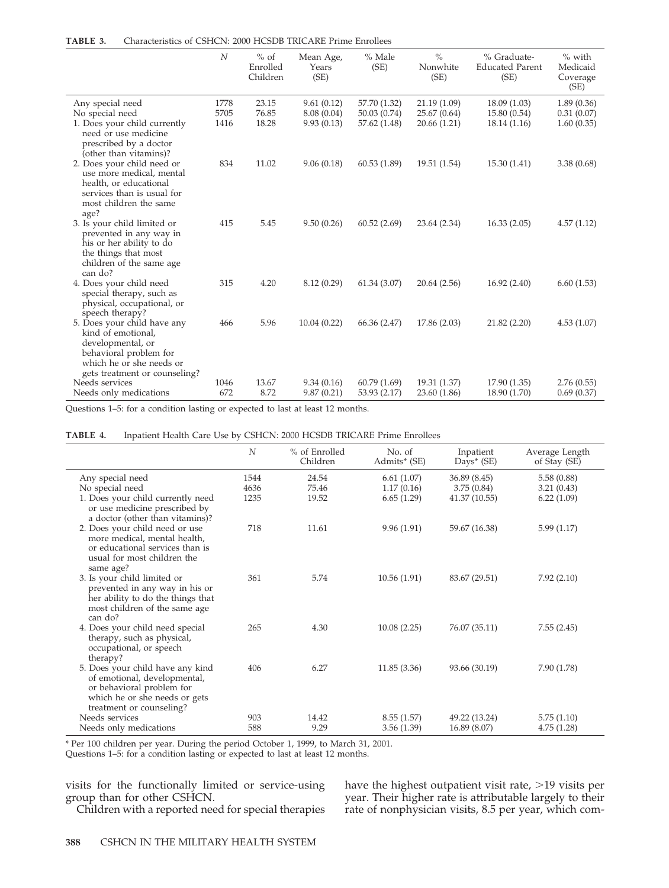**TABLE 3.** Characteristics of CSHCN: 2000 HCSDB TRICARE Prime Enrollees

| | $N$ | % of Enrolled Children | Mean Age, Years (SE) | % Male (SE) | % Nonwhite (SE) | % Graduate-Educated Parent (SE) | % with Medicaid Coverage (SE) |
|---|---|---|---|---|---|---|---|
| Any special need | 1778 | 23.15 | 9.61 (0.12) | 57.70 (1.32) | 21.19 (1.09) | 18.09 (1.03) | 1.89 (0.36) |
| No special need | 5705 | 76.85 | 8.08 (0.04) | 50.03 (0.74) | 25.67 (0.64) | 15.80 (0.54) | 0.31 (0.07) |
| 1. Does your child currently need or use medicine prescribed by a doctor (other than vitamins)? | 1416 | 18.28 | 9.93 (0.13) | 57.62 (1.48) | 20.66 (1.21) | 18.14 (1.16) | 1.60 (0.35) |
| 2. Does your child need or use more medical, mental health, or educational services than is usual for most children the same age? | 834 | 11.02 | 9.06 (0.18) | 60.53 (1.89) | 19.51 (1.54) | 15.30 (1.41) | 3.38 (0.68) |
| 3. Is your child limited or prevented in any way in his or her ability to do the things that most children of the same age can do? | 415 | 5.45 | 9.50 (0.26) | 60.52 (2.69) | 23.64 (2.34) | 16.33 (2.05) | 4.57 (1.12) |
| 4. Does your child need special therapy, such as physical, occupational, or speech therapy? | 315 | 4.20 | 8.12 (0.29) | 61.34 (3.07) | 20.64 (2.56) | 16.92 (2.40) | 6.60 (1.53) |
| 5. Does your child have any kind of emotional, developmental, or behavioral problem for which he or she needs or gets treatment or counseling? | 466 | 5.96 | 10.04 (0.22) | 66.36 (2.47) | 17.86 (2.03) | 21.82 (2.20) | 4.53 (1.07) |
| Needs services | 1046 | 13.67 | 9.34 (0.16) | 60.79 (1.69) | 19.31 (1.37) | 17.90 (1.35) | 2.76 (0.55) |
| Needs only medications | 672 | 8.72 | 9.87 (0.21) | 53.93 (2.17) | 23.60 (1.86) | 18.90 (1.70) | 0.69 (0.37) |

Questions 1–5: for a condition lasting or expected to last at least 12 months.

**TABLE 4.** Inpatient Health Care Use by CSHCN: 2000 HCSDB TRICARE Prime Enrollees

| | $N$ | % of Enrolled Children | No. of Admits* (SE) | Inpatient Days* (SE) | Average Length of Stay (SE) |
|---|---|---|---|---|---|
| Any special need | 1544 | 24.54 | 6.61 (1.07) | 36.89 (8.45) | 5.58 (0.88) |
| No special need | 4636 | 75.46 | 1.17 (0.16) | 3.75 (0.84) | 3.21 (0.43) |
| 1. Does your child currently need or use medicine prescribed by a doctor (other than vitamins)? | 1235 | 19.52 | 6.65 (1.29) | 41.37 (10.55) | 6.22 (1.09) |
| 2. Does your child need or use more medical, mental health, or educational services than is usual for most children the same age? | 718 | 11.61 | 9.96 (1.91) | 59.67 (16.38) | 5.99 (1.17) |
| 3. Is your child limited or prevented in any way in his or her ability to do the things that most children of the same age can do? | 361 | 5.74 | 10.56 (1.91) | 83.67 (29.51) | 7.92 (2.10) |
| 4. Does your child need special therapy, such as physical, occupational, or speech therapy? | 265 | 4.30 | 10.08 (2.25) | 76.07 (35.11) | 7.55 (2.45) |
| 5. Does your child have any kind of emotional, developmental, or behavioral problem for which he or she needs or gets treatment or counseling? | 406 | 6.27 | 11.85 (3.36) | 93.66 (30.19) | 7.90 (1.78) |
| Needs services | 903 | 14.42 | 8.55 (1.57) | 49.22 (13.24) | 5.75 (1.10) |
| Needs only medications | 588 | 9.29 | 3.56 (1.39) | 16.89 (8.07) | 4.75 (1.28) |

* Per 100 children per year. During the period October 1, 1999, to March 31, 2001.
Questions 1–5: for a condition lasting or expected to last at least 12 months.

visits for the functionally limited or service-using group than for other CSHCN.

Children with a reported need for special therapies have the highest outpatient visit rate, >19 visits per year. Their higher rate is attributable largely to their rate of nonphysician visits, 8.5 per year, which com-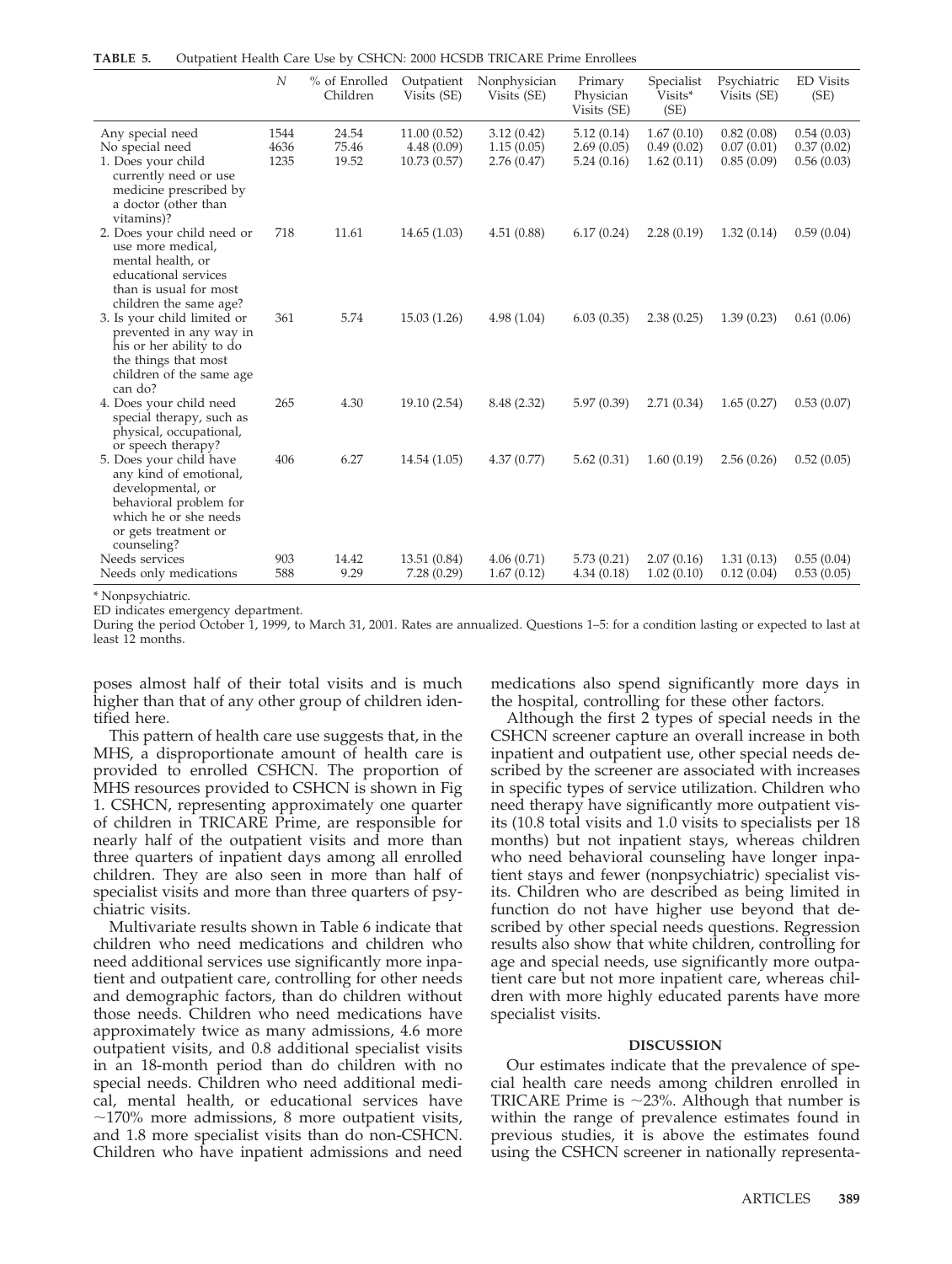**TABLE 5.** Outpatient Health Care Use by CSHCN: 2000 HCSDB TRICARE Prime Enrollees

| | N | % of Enrolled Children | Outpatient Visits (SE) | Nonphysician Visits (SE) | Primary Physician Visits (SE) | Specialist Visits* (SE) | Psychiatric Visits (SE) | ED Visits (SE) |
|---|---|---|---|---|---|---|---|---|
| Any special need | 1544 | 24.54 | 11.00 (0.52) | 3.12 (0.42) | 5.12 (0.14) | 1.67 (0.10) | 0.82 (0.08) | 0.54 (0.03) |
| No special need | 4636 | 75.46 | 4.48 (0.09) | 1.15 (0.05) | 2.69 (0.05) | 0.49 (0.02) | 0.07 (0.01) | 0.37 (0.02) |
| 1. Does your child currently need or use medicine prescribed by a doctor (other than vitamins)? | 1235 | 19.52 | 10.73 (0.57) | 2.76 (0.47) | 5.24 (0.16) | 1.62 (0.11) | 0.85 (0.09) | 0.56 (0.03) |
| 2. Does your child need or use more medical, mental health, or educational services than is usual for most children the same age? | 718 | 11.61 | 14.65 (1.03) | 4.51 (0.88) | 6.17 (0.24) | 2.28 (0.19) | 1.32 (0.14) | 0.59 (0.04) |
| 3. Is your child limited or prevented in any way in his or her ability to do the things that most children of the same age can do? | 361 | 5.74 | 15.03 (1.26) | 4.98 (1.04) | 6.03 (0.35) | 2.38 (0.25) | 1.39 (0.23) | 0.61 (0.06) |
| 4. Does your child need special therapy, such as physical, occupational, or speech therapy? | 265 | 4.30 | 19.10 (2.54) | 8.48 (2.32) | 5.97 (0.39) | 2.71 (0.34) | 1.65 (0.27) | 0.53 (0.07) |
| 5. Does your child have any kind of emotional, developmental, or behavioral problem for which he or she needs or gets treatment or counseling? | 406 | 6.27 | 14.54 (1.05) | 4.37 (0.77) | 5.62 (0.31) | 1.60 (0.19) | 2.56 (0.26) | 0.52 (0.05) |
| Needs services | 903 | 14.42 | 13.51 (0.84) | 4.06 (0.71) | 5.73 (0.21) | 2.07 (0.16) | 1.31 (0.13) | 0.55 (0.04) |
| Needs only medications | 588 | 9.29 | 7.28 (0.29) | 1.67 (0.12) | 4.34 (0.18) | 1.02 (0.10) | 0.12 (0.04) | 0.53 (0.05) |

\* Nonpsychiatric.

ED indicates emergency department.

During the period October 1, 1999, to March 31, 2001. Rates are annualized. Questions 1–5: for a condition lasting or expected to last at least 12 months.

poses almost half of their total visits and is much higher than that of any other group of children identified here.

This pattern of health care use suggests that, in the MHS, a disproportionate amount of health care is provided to enrolled CSHCN. The proportion of MHS resources provided to CSHCN is shown in Fig 1. CSHCN, representing approximately one quarter of children in TRICARE Prime, are responsible for nearly half of the outpatient visits and more than three quarters of inpatient days among all enrolled children. They are also seen in more than half of specialist visits and more than three quarters of psychiatric visits.

Multivariate results shown in Table 6 indicate that children who need medications and children who need additional services use significantly more inpatient and outpatient care, controlling for other needs and demographic factors, than do children without those needs. Children who need medications have approximately twice as many admissions, 4.6 more outpatient visits, and 0.8 additional specialist visits in an 18-month period than do children with no special needs. Children who need additional medical, mental health, or educational services have ~170% more admissions, 8 more outpatient visits, and 1.8 more specialist visits than do non-CSHCN. Children who have inpatient admissions and need medications also spend significantly more days in the hospital, controlling for these other factors.

Although the first 2 types of special needs in the CSHCN screener capture an overall increase in both inpatient and outpatient use, other special needs described by the screener are associated with increases in specific types of service utilization. Children who need therapy have significantly more outpatient visits (10.8 total visits and 1.0 visits to specialists per 18 months) but not inpatient stays, whereas children who need behavioral counseling have longer inpatient stays and fewer (nonpsychiatric) specialist visits. Children who are described as being limited in function do not have higher use beyond that described by other special needs questions. Regression results also show that white children, controlling for age and special needs, use significantly more outpatient care but not more inpatient care, whereas children with more highly educated parents have more specialist visits.

## DISCUSSION

Our estimates indicate that the prevalence of special health care needs among children enrolled in TRICARE Prime is ~23%. Although that number is within the range of prevalence estimates found in previous studies, it is above the estimates found using the CSHCN screener in nationally representa-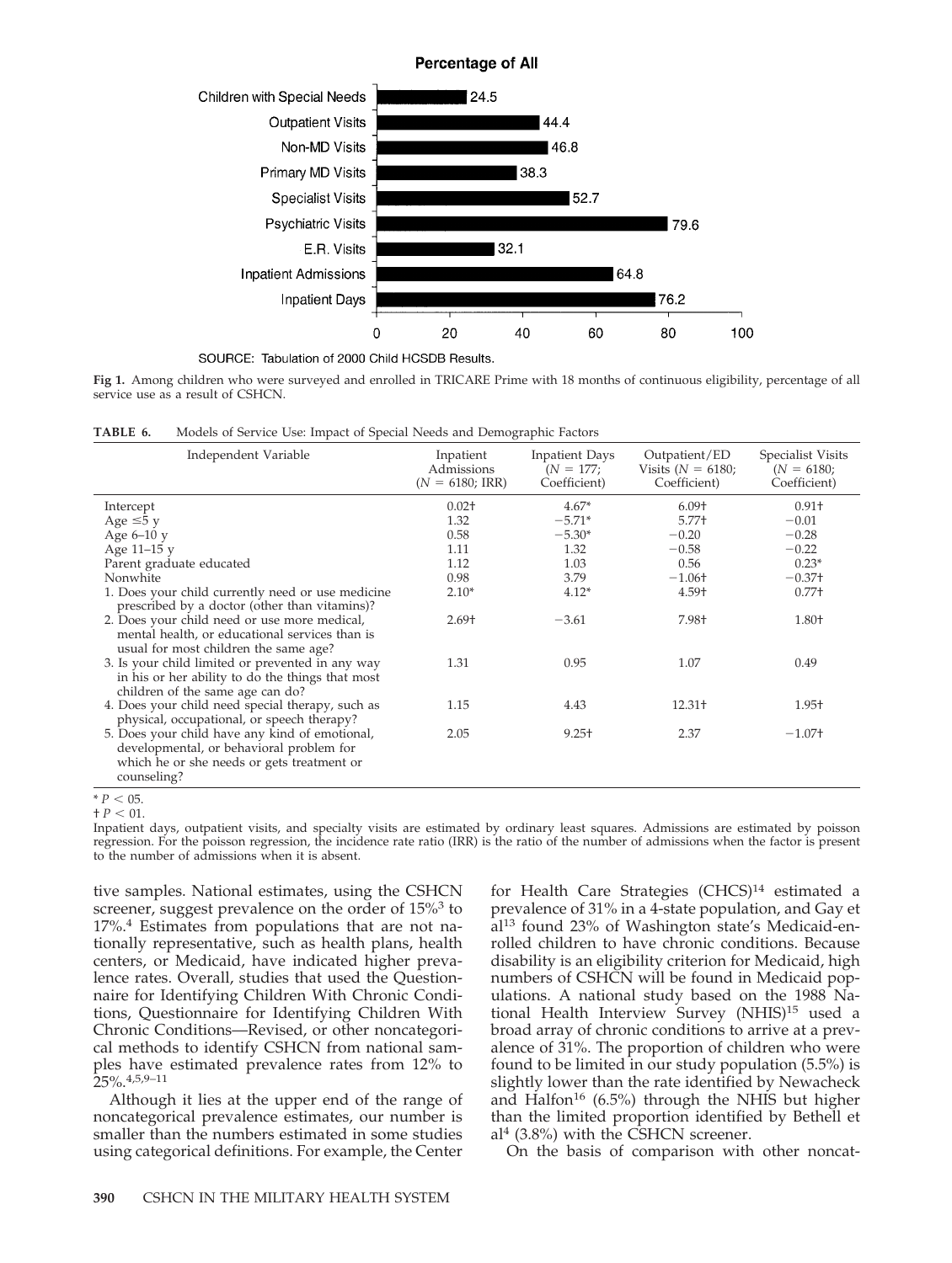**Percentage of All**

| Category | Percentage |
|---|---|
| Children with Special Needs | 24.5 |
| Outpatient Visits | 44.4 |
| Non-MD Visits | 46.8 |
| Primary MD Visits | 38.3 |
| Specialist Visits | 52.7 |
| Psychiatric Visits | 79.6 |
| E.R. Visits | 32.1 |
| Inpatient Admissions | 64.8 |
| Inpatient Days | 76.2 |

SOURCE: Tabulation of 2000 Child HCSDB Results.

**Fig 1.** Among children who were surveyed and enrolled in TRICARE Prime with 18 months of continuous eligibility, percentage of all service use as a result of CSHCN.

**TABLE 6.** Models of Service Use: Impact of Special Needs and Demographic Factors

| Independent Variable | Inpatient Admissions ($N$ = 6180; IRR) | Inpatient Days ($N$ = 177; Coefficient) | Outpatient/ED Visits ($N$ = 6180; Coefficient) | Specialist Visits ($N$ = 6180; Coefficient) |
|---|---|---|---|---|
| Intercept | 0.02† | 4.67* | 6.09† | 0.91† |
| Age ≤5 y | 1.32 | −5.71* | 5.77† | −0.01 |
| Age 6–10 y | 0.58 | −5.30* | −0.20 | −0.28 |
| Age 11–15 y | 1.11 | 1.32 | −0.58 | −0.22 |
| Parent graduate educated | 1.12 | 1.03 | 0.56 | 0.23* |
| Nonwhite | 0.98 | 3.79 | −1.06† | −0.37† |
| 1. Does your child currently need or use medicine prescribed by a doctor (other than vitamins)? | 2.10* | 4.12* | 4.59† | 0.77† |
| 2. Does your child need or use more medical, mental health, or educational services than is usual for most children the same age? | 2.69† | −3.61 | 7.98† | 1.80† |
| 3. Is your child limited or prevented in any way in his or her ability to do the things that most children of the same age can do? | 1.31 | 0.95 | 1.07 | 0.49 |
| 4. Does your child need special therapy, such as physical, occupational, or speech therapy? | 1.15 | 4.43 | 12.31† | 1.95† |
| 5. Does your child have any kind of emotional, developmental, or behavioral problem for which he or she needs or gets treatment or counseling? | 2.05 | 9.25† | 2.37 | −1.07† |

* $P < .05$.
† $P < .01$.
Inpatient days, outpatient visits, and specialty visits are estimated by ordinary least squares. Admissions are estimated by poisson regression. For the poisson regression, the incidence rate ratio (IRR) is the ratio of the number of admissions when the factor is present to the number of admissions when it is absent.

tive samples. National estimates, using the CSHCN screener, suggest prevalence on the order of 15%[3] to 17%.[4] Estimates from populations that are not nationally representative, such as health plans, health centers, or Medicaid, have indicated higher prevalence rates. Overall, studies that used the Questionnaire for Identifying Children With Chronic Conditions, Questionnaire for Identifying Children With Chronic Conditions—Revised, or other noncategorical methods to identify CSHCN from national samples have estimated prevalence rates from 12% to 25%.[4,5,9–11]

Although it lies at the upper end of the range of noncategorical prevalence estimates, our number is smaller than the numbers estimated in some studies using categorical definitions. For example, the Center for Health Care Strategies (CHCS)[14] estimated a prevalence of 31% in a 4-state population, and Gay et al[13] found 23% of Washington state's Medicaid-enrolled children to have chronic conditions. Because disability is an eligibility criterion for Medicaid, high numbers of CSHCN will be found in Medicaid populations. A national study based on the 1988 National Health Interview Survey (NHIS)[15] used a broad array of chronic conditions to arrive at a prevalence of 31%. The proportion of children who were found to be limited in our study population (5.5%) is slightly lower than the rate identified by Newacheck and Halfon[16] (6.5%) through the NHIS but higher than the limited proportion identified by Bethell et al[4] (3.8%) with the CSHCN screener.

On the basis of comparison with other noncat-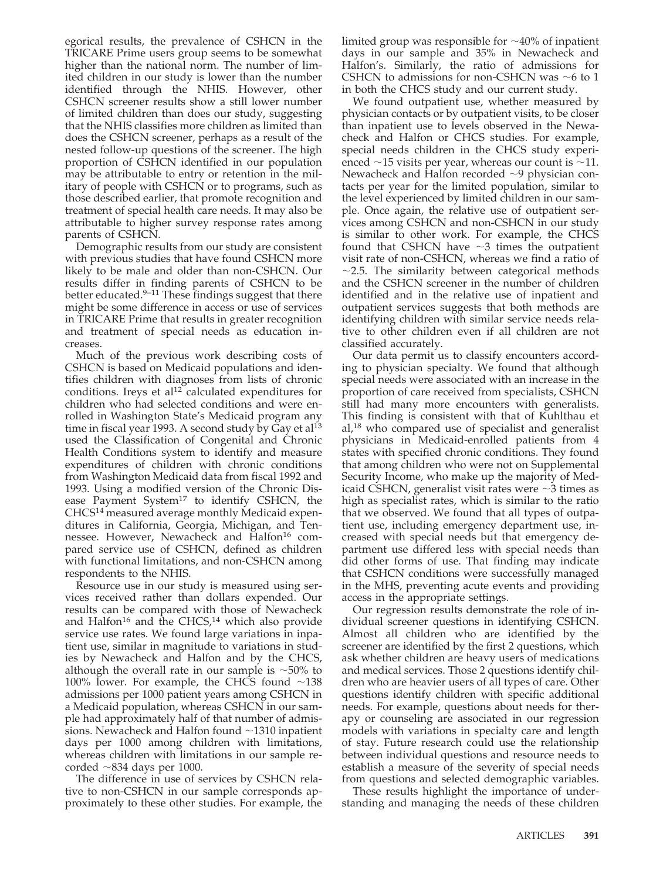egorical results, the prevalence of CSHCN in the TRICARE Prime users group seems to be somewhat higher than the national norm. The number of limited children in our study is lower than the number identified through the NHIS. However, other CSHCN screener results show a still lower number of limited children than does our study, suggesting that the NHIS classifies more children as limited than does the CSHCN screener, perhaps as a result of the nested follow-up questions of the screener. The high proportion of CSHCN identified in our population may be attributable to entry or retention in the military of people with CSHCN or to programs, such as those described earlier, that promote recognition and treatment of special health care needs. It may also be attributable to higher survey response rates among parents of CSHCN.

Demographic results from our study are consistent with previous studies that have found CSHCN more likely to be male and older than non-CSHCN. Our results differ in finding parents of CSHCN to be better educated.[9–11] These findings suggest that there might be some difference in access or use of services in TRICARE Prime that results in greater recognition and treatment of special needs as education increases.

Much of the previous work describing costs of CSHCN is based on Medicaid populations and identifies children with diagnoses from lists of chronic conditions. Ireys et al[12] calculated expenditures for children who had selected conditions and were enrolled in Washington State's Medicaid program any time in fiscal year 1993. A second study by Gay et al[13] used the Classification of Congenital and Chronic Health Conditions system to identify and measure expenditures of children with chronic conditions from Washington Medicaid data from fiscal 1992 and 1993. Using a modified version of the Chronic Disease Payment System[17] to identify CSHCN, the CHCS[14] measured average monthly Medicaid expenditures in California, Georgia, Michigan, and Tennessee. However, Newacheck and Halfon[16] compared service use of CSHCN, defined as children with functional limitations, and non-CSHCN among respondents to the NHIS.

Resource use in our study is measured using services received rather than dollars expended. Our results can be compared with those of Newacheck and Halfon[16] and the CHCS,[14] which also provide service use rates. We found large variations in inpatient use, similar in magnitude to variations in studies by Newacheck and Halfon and by the CHCS, although the overall rate in our sample is ~50% to 100% lower. For example, the CHCS found ~138 admissions per 1000 patient years among CSHCN in a Medicaid population, whereas CSHCN in our sample had approximately half of that number of admissions. Newacheck and Halfon found ~1310 inpatient days per 1000 among children with limitations, whereas children with limitations in our sample recorded ~834 days per 1000.

The difference in use of services by CSHCN relative to non-CSHCN in our sample corresponds approximately to these other studies. For example, the limited group was responsible for ~40% of inpatient days in our sample and 35% in Newacheck and Halfon's. Similarly, the ratio of admissions for CSHCN to admissions for non-CSHCN was ~6 to 1 in both the CHCS study and our current study.

We found outpatient use, whether measured by physician contacts or by outpatient visits, to be closer than inpatient use to levels observed in the Newacheck and Halfon or CHCS studies. For example, special needs children in the CHCS study experienced ~15 visits per year, whereas our count is ~11. Newacheck and Halfon recorded ~9 physician contacts per year for the limited population, similar to the level experienced by limited children in our sample. Once again, the relative use of outpatient services among CSHCN and non-CSHCN in our study is similar to other work. For example, the CHCS found that CSHCN have ~3 times the outpatient visit rate of non-CSHCN, whereas we find a ratio of ~2.5. The similarity between categorical methods and the CSHCN screener in the number of children identified and in the relative use of inpatient and outpatient services suggests that both methods are identifying children with similar service needs relative to other children even if all children are not classified accurately.

Our data permit us to classify encounters according to physician specialty. We found that although special needs were associated with an increase in the proportion of care received from specialists, CSHCN still had many more encounters with generalists. This finding is consistent with that of Kuhlthau et al,[18] who compared use of specialist and generalist physicians in Medicaid-enrolled patients from 4 states with specified chronic conditions. They found that among children who were not on Supplemental Security Income, who make up the majority of Medicaid CSHCN, generalist visit rates were ~3 times as high as specialist rates, which is similar to the ratio that we observed. We found that all types of outpatient use, including emergency department use, increased with special needs but that emergency department use differed less with special needs than did other forms of use. That finding may indicate that CSHCN conditions were successfully managed in the MHS, preventing acute events and providing access in the appropriate settings.

Our regression results demonstrate the role of individual screener questions in identifying CSHCN. Almost all children who are identified by the screener are identified by the first 2 questions, which ask whether children are heavy users of medications and medical services. Those 2 questions identify children who are heavier users of all types of care. Other questions identify children with specific additional needs. For example, questions about needs for therapy or counseling are associated in our regression models with variations in specialty care and length of stay. Future research could use the relationship between individual questions and resource needs to establish a measure of the severity of special needs from questions and selected demographic variables.

These results highlight the importance of understanding and managing the needs of these children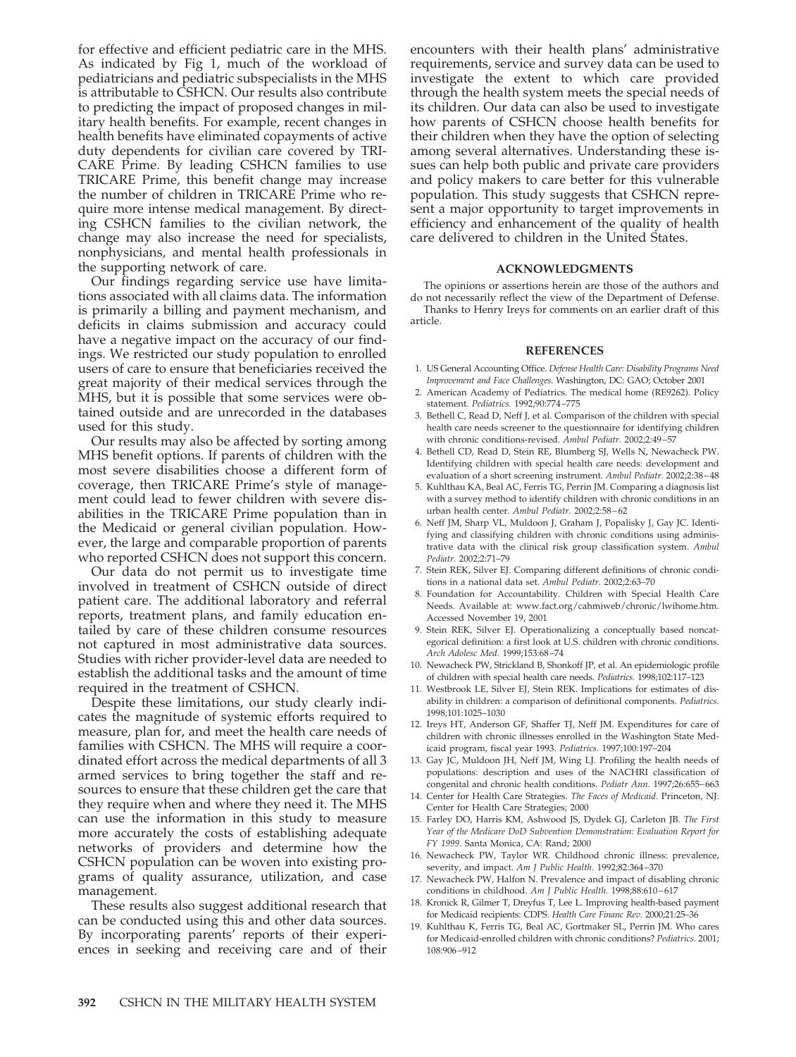for effective and efficient pediatric care in the MHS. As indicated by Fig 1, much of the workload of pediatricians and pediatric subspecialists in the MHS is attributable to CSHCN. Our results also contribute to predicting the impact of proposed changes in military health benefits. For example, recent changes in health benefits have eliminated copayments of active duty dependents for civilian care covered by TRICARE Prime. By leading CSHCN families to use TRICARE Prime, this benefit change may increase the number of children in TRICARE Prime who require more intense medical management. By directing CSHCN families to the civilian network, the change may also increase the need for specialists, nonphysicians, and mental health professionals in the supporting network of care.

Our findings regarding service use have limitations associated with all claims data. The information is primarily a billing and payment mechanism, and deficits in claims submission and accuracy could have a negative impact on the accuracy of our findings. We restricted our study population to enrolled users of care to ensure that beneficiaries received the great majority of their medical services through the MHS, but it is possible that some services were obtained outside and are unrecorded in the databases used for this study.

Our results may also be affected by sorting among MHS benefit options. If parents of children with the most severe disabilities choose a different form of coverage, then TRICARE Prime's style of management could lead to fewer children with severe disabilities in the TRICARE Prime population than in the Medicaid or general civilian population. However, the large and comparable proportion of parents who reported CSHCN does not support this concern.

Our data do not permit us to investigate time involved in treatment of CSHCN outside of direct patient care. The additional laboratory and referral reports, treatment plans, and family education entailed by care of these children consume resources not captured in most administrative data sources. Studies with richer provider-level data are needed to establish the additional tasks and the amount of time required in the treatment of CSHCN.

Despite these limitations, our study clearly indicates the magnitude of systemic efforts required to measure, plan for, and meet the health care needs of families with CSHCN. The MHS will require a coordinated effort across the medical departments of all 3 armed services to bring together the staff and resources to ensure that these children get the care that they require when and where they need it. The MHS can use the information in this study to measure more accurately the costs of establishing adequate networks of providers and determine how the CSHCN population can be woven into existing programs of quality assurance, utilization, and case management.

These results also suggest additional research that can be conducted using this and other data sources. By incorporating parents' reports of their experiences in seeking and receiving care and of their encounters with their health plans' administrative requirements, service and survey data can be used to investigate the extent to which care provided through the health system meets the special needs of its children. Our data can also be used to investigate how parents of CSHCN choose health benefits for their children when they have the option of selecting among several alternatives. Understanding these issues can help both public and private care providers and policy makers to care better for this vulnerable population. This study suggests that CSHCN represent a major opportunity to target improvements in efficiency and enhancement of the quality of health care delivered to children in the United States.

## ACKNOWLEDGMENTS

The opinions or assertions herein are those of the authors and do not necessarily reflect the view of the Department of Defense.

Thanks to Henry Ireys for comments on an earlier draft of this article.

## REFERENCES

1. US General Accounting Office. *Defense Health Care: Disability Programs Need Improvement and Face Challenges*. Washington, DC: GAO; October 2001
2. American Academy of Pediatrics. The medical home (RE9262). Policy statement. *Pediatrics.* 1992;90:774–775
3. Bethell C, Read D, Neff J, et al. Comparison of the children with special health care needs screener to the questionnaire for identifying children with chronic conditions-revised. *Ambul Pediatr.* 2002;2:49–57
4. Bethell CD, Read D, Stein RE, Blumberg SJ, Wells N, Newacheck PW. Identifying children with special health care needs: development and evaluation of a short screening instrument. *Ambul Pediatr*. 2002;2:38–48
5. Kuhlthau KA, Beal AC, Ferris TG, Perrin JM. Comparing a diagnosis list with a survey method to identify children with chronic conditions in an urban health center. *Ambul Pediatr.* 2002;2:58–62
6. Neff JM, Sharp VL, Muldoon J, Graham J, Popalisky J, Gay JC. Identifying and classifying children with chronic conditions using administrative data with the clinical risk group classification system. *Ambul Pediatr.* 2002;2:71–79
7. Stein REK, Silver EJ. Comparing different definitions of chronic conditions in a national data set. *Ambul Pediatr.* 2002;2:63–70
8. Foundation for Accountability. Children with Special Health Care Needs. Available at: www.fact.org/cahmiweb/chronic/lwihome.htm. Accessed November 19, 2001
9. Stein REK, Silver EJ. Operationalizing a conceptually based noncategorical definition: a first look at U.S. children with chronic conditions. *Arch Adolesc Med.* 1999;153:68–74
10. Newacheck PW, Strickland B, Shonkoff JP, et al. An epidemiologic profile of children with special health care needs. *Pediatrics.* 1998;102:117–123
11. Westbrook LE, Silver EJ, Stein REK. Implications for estimates of disability in children: a comparison of definitional components. *Pediatrics.* 1998;101:1025–1030
12. Ireys HT, Anderson GF, Shaffer TJ, Neff JM. Expenditures for care of children with chronic illnesses enrolled in the Washington State Medicaid program, fiscal year 1993. *Pediatrics.* 1997;100:197–204
13. Gay JC, Muldoon JH, Neff JM, Wing LJ. Profiling the health needs of populations: description and uses of the NACHRI classification of congenital and chronic health conditions. *Pediatr Ann.* 1997;26:655–663
14. Center for Health Care Strategies. *The Faces of Medicaid*. Princeton, NJ: Center for Health Care Strategies; 2000
15. Farley DO, Harris KM, Ashwood JS, Dydek GJ, Carleton JB. *The First Year of the Medicare DoD Subvention Demonstration: Evaluation Report for FY 1999*. Santa Monica, CA: Rand; 2000
16. Newacheck PW, Taylor WR. Childhood chronic illness: prevalence, severity, and impact. *Am J Public Health.* 1992;82:364–370
17. Newacheck PW, Halfon N. Prevalence and impact of disabling chronic conditions in childhood. *Am J Public Health.* 1998;88:610–617
18. Kronick R, Gilmer T, Dreyfus T, Lee L. Improving health-based payment for Medicaid recipients: CDPS. *Health Care Financ Rev.* 2000;21:25–36
19. Kuhlthau K, Ferris TG, Beal AC, Gortmaker SL, Perrin JM. Who cares for Medicaid-enrolled children with chronic conditions? *Pediatrics.* 2001; 108:906–912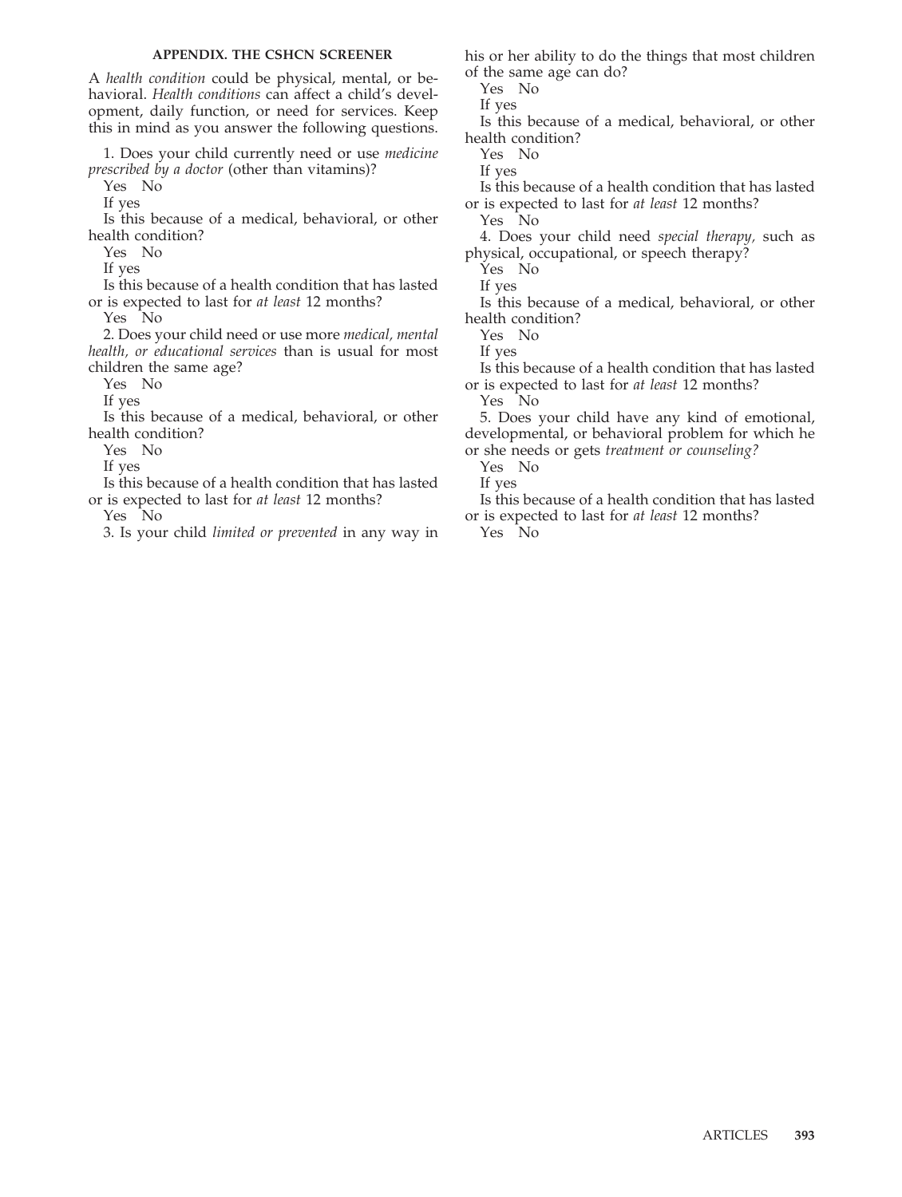#### APPENDIX. THE CSHCN SCREENER

A *health condition* could be physical, mental, or behavioral. *Health conditions* can affect a child's development, daily function, or need for services. Keep this in mind as you answer the following questions.

1. Does your child currently need or use *medicine prescribed by a doctor* (other than vitamins)?

Yes No

If yes

Is this because of a medical, behavioral, or other health condition?

Yes No

If yes

Is this because of a health condition that has lasted or is expected to last for *at least* 12 months?

Yes No

2. Does your child need or use more *medical, mental health, or educational services* than is usual for most children the same age?

Yes No

If yes

Is this because of a medical, behavioral, or other health condition?

Yes No

If yes

Is this because of a health condition that has lasted or is expected to last for *at least* 12 months?

Yes No

3. Is your child *limited or prevented* in any way in his or her ability to do the things that most children of the same age can do?

Yes No

If yes

Is this because of a medical, behavioral, or other health condition?

Yes No

If yes

Is this because of a health condition that has lasted or is expected to last for *at least* 12 months?

Yes No

4. Does your child need *special therapy,* such as physical, occupational, or speech therapy?

Yes No

If yes

Is this because of a medical, behavioral, or other health condition?

Yes No

If yes

Is this because of a health condition that has lasted or is expected to last for *at least* 12 months?

Yes No

5. Does your child have any kind of emotional, developmental, or behavioral problem for which he or she needs or gets *treatment or counseling?*

Yes No

If yes

Is this because of a health condition that has lasted or is expected to last for *at least* 12 months?

Yes No